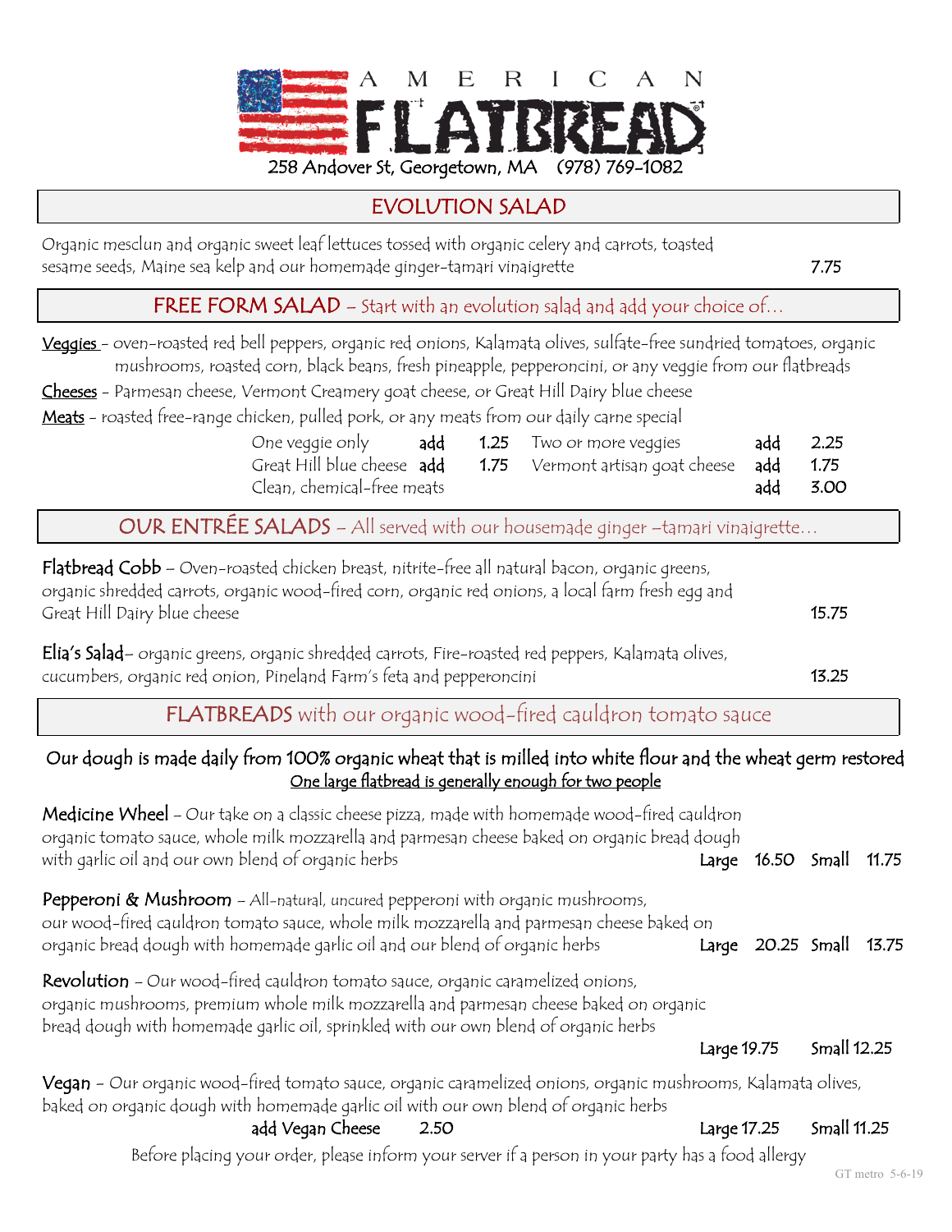# AMERICAN FLATBREAD

258 Andover St, Georgetown, MA (978) 769-1082

## EVOLUTION SALAD

Organic mesclun and organic sweet leaf lettuces tossed with organic celery and carrots, toasted sesame seeds, Maine sea kelp and our homemade ginger-tamari vinaigrette 7.75

## FREE FORM SALAD – Start with an evolution salad and add your choice of…

**Veggies** – oven-roasted red bell peppers, organic red onions, Kalamata olives, sulfate-free sundried tomatoes, organic mushrooms, roasted corn, black beans, fresh pineapple, pepperoncini, or any veggie from our flatbreads

**Cheeses** – Parmesan cheese, Vermont Creamery goat cheese, or Great Hill Dairy blue cheese

**Meats** – roasted free-range chicken, pulled pork, or any meats from our daily carne special

| | | | | | |
|---|---|---|---|---|---|
| One veggie only | add | 1.25 | Two or more veggies | add | 2.25 |
| Great Hill blue cheese | add | 1.75 | Vermont artisan goat cheese | add | 1.75 |
| Clean, chemical-free meats | | | | add | 3.00 |

## OUR ENTRÉE SALADS – All served with our housemade ginger –tamari vinaigrette…

**Flatbread Cobb** – Oven-roasted chicken breast, nitrite-free all natural bacon, organic greens, organic shredded carrots, organic wood-fired corn, organic red onions, a local farm fresh egg and Great Hill Dairy blue cheese 15.75

**Elia's Salad**– organic greens, organic shredded carrots, Fire-roasted red peppers, Kalamata olives, cucumbers, organic red onion, Pineland Farm's feta and pepperoncini 13.25

## FLATBREADS with our organic wood-fired cauldron tomato sauce

**Our dough is made daily from 100% organic wheat that is milled into white flour and the wheat germ restored**

<u>One large flatbread is generally enough for two people</u>

**Medicine Wheel** – Our take on a classic cheese pizza, made with homemade wood-fired cauldron organic tomato sauce, whole milk mozzarella and parmesan cheese baked on organic bread dough with garlic oil and our own blend of organic herbs Large 16.50 Small 11.75

**Pepperoni & Mushroom** – All-natural, uncured pepperoni with organic mushrooms, our wood-fired cauldron tomato sauce, whole milk mozzarella and parmesan cheese baked on organic bread dough with homemade garlic oil and our blend of organic herbs Large 20.25 Small 13.75

**Revolution** – Our wood-fired cauldron tomato sauce, organic caramelized onions, organic mushrooms, premium whole milk mozzarella and parmesan cheese baked on organic bread dough with homemade garlic oil, sprinkled with our own blend of organic herbs Large 19.75 Small 12.25

**Vegan** – Our organic wood-fired tomato sauce, organic caramelized onions, organic mushrooms, Kalamata olives, baked on organic dough with homemade garlic oil with our own blend of organic herbs
add Vegan Cheese 2.50 Large 17.25 Small 11.25

Before placing your order, please inform your server if a person in your party has a food allergy

GT metro 5-6-19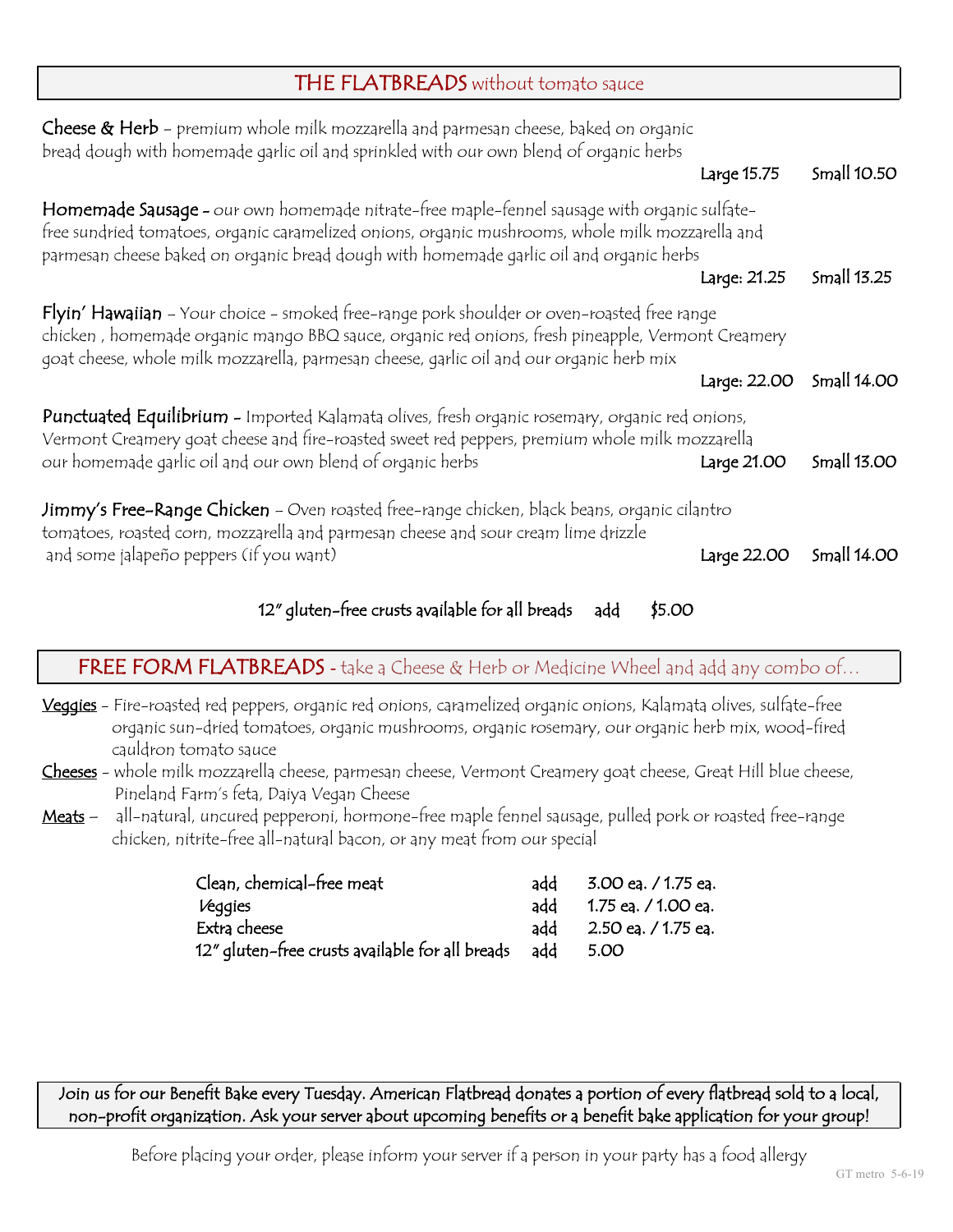## THE FLATBREADS without tomato sauce

**Cheese & Herb** – premium whole milk mozzarella and parmesan cheese, baked on organic bread dough with homemade garlic oil and sprinkled with our own blend of organic herbs

Large 15.75 Small 10.50

**Homemade Sausage** – our own homemade nitrate-free maple-fennel sausage with organic sulfate-free sundried tomatoes, organic caramelized onions, organic mushrooms, whole milk mozzarella and parmesan cheese baked on organic bread dough with homemade garlic oil and organic herbs

Large: 21.25 Small 13.25

**Flyin' Hawaiian** – Your choice – smoked free-range pork shoulder or oven-roasted free range chicken , homemade organic mango BBQ sauce, organic red onions, fresh pineapple, Vermont Creamery goat cheese, whole milk mozzarella, parmesan cheese, garlic oil and our organic herb mix

Large: 22.00 Small 14.00

**Punctuated Equilibrium** – Imported Kalamata olives, fresh organic rosemary, organic red onions, Vermont Creamery goat cheese and fire-roasted sweet red peppers, premium whole milk mozzarella our homemade garlic oil and our own blend of organic herbs

Large 21.00 Small 13.00

**Jimmy's Free-Range Chicken** – Oven roasted free-range chicken, black beans, organic cilantro tomatoes, roasted corn, mozzarella and parmesan cheese and sour cream lime drizzle and some jalapeño peppers (if you want)

Large 22.00 Small 14.00

12" gluten-free crusts available for all breads add $5.00

## FREE FORM FLATBREADS - take a Cheese & Herb or Medicine Wheel and add any combo of…

Veggies – Fire-roasted red peppers, organic red onions, caramelized organic onions, Kalamata olives, sulfate-free organic sun-dried tomatoes, organic mushrooms, organic rosemary, our organic herb mix, wood-fired cauldron tomato sauce

Cheeses – whole milk mozzarella cheese, parmesan cheese, Vermont Creamery goat cheese, Great Hill blue cheese, Pineland Farm's feta, Daiya Vegan Cheese

Meats – all-natural, uncured pepperoni, hormone-free maple fennel sausage, pulled pork or roasted free-range chicken, nitrite-free all-natural bacon, or any meat from our special

| | | |
|---|---|---|
| Clean, chemical-free meat | add | 3.00 ea. / 1.75 ea. |
| Veggies | add | 1.75 ea. / 1.00 ea. |
| Extra cheese | add | 2.50 ea. / 1.75 ea. |
| 12" gluten-free crusts available for all breads | add | 5.00 |

Join us for our Benefit Bake every Tuesday. American Flatbread donates a portion of every flatbread sold to a local, non-profit organization. Ask your server about upcoming benefits or a benefit bake application for your group!

Before placing your order, please inform your server if a person in your party has a food allergy

GT metro 5-6-19